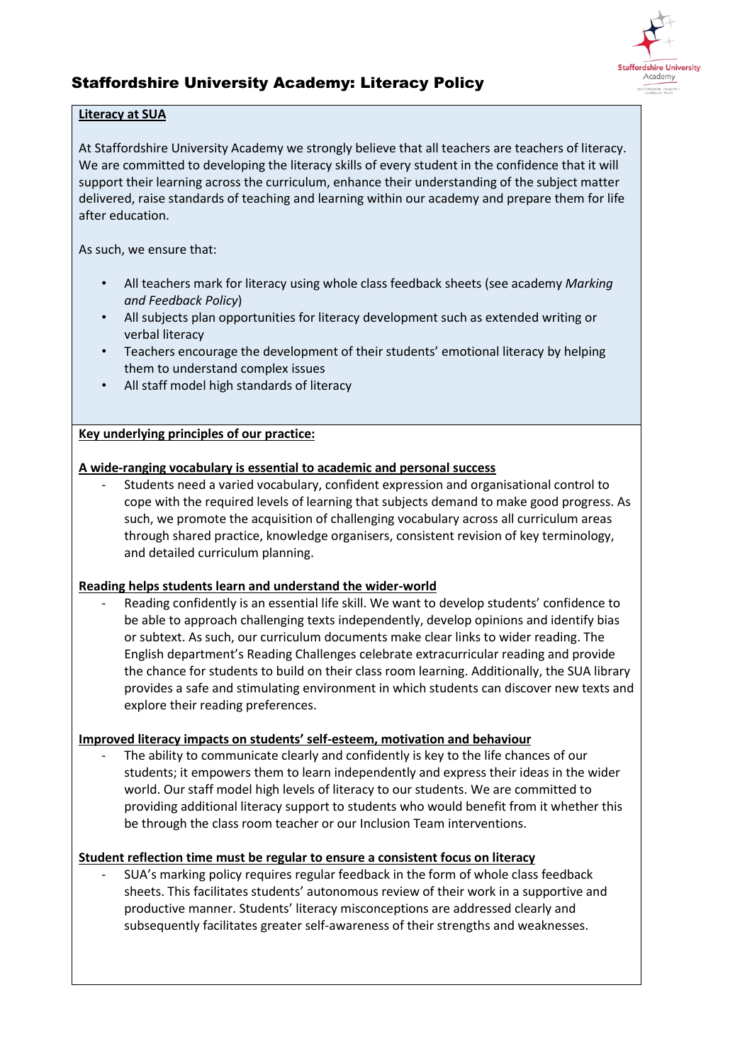# Staffordshire University Academy: Literacy Policy

## Literacy at SUA

At Staffordshire University Academy we strongly believe that all teachers are teachers of literacy. We are committed to developing the literacy skills of every student in the confidence that it will support their learning across the curriculum, enhance their understanding of the subject matter delivered, raise standards of teaching and learning within our academy and prepare them for life after education.

As such, we ensure that:

- All teachers mark for literacy using whole class feedback sheets (see academy *Marking and Feedback Policy*)
- All subjects plan opportunities for literacy development such as extended writing or verbal literacy
- Teachers encourage the development of their students' emotional literacy by helping them to understand complex issues
- All staff model high standards of literacy

## Key underlying principles of our practice:

### A wide-ranging vocabulary is essential to academic and personal success

- Students need a varied vocabulary, confident expression and organisational control to cope with the required levels of learning that subjects demand to make good progress. As such, we promote the acquisition of challenging vocabulary across all curriculum areas through shared practice, knowledge organisers, consistent revision of key terminology, and detailed curriculum planning.

### Reading helps students learn and understand the wider-world

- Reading confidently is an essential life skill. We want to develop students' confidence to be able to approach challenging texts independently, develop opinions and identify bias or subtext. As such, our curriculum documents make clear links to wider reading. The English department's Reading Challenges celebrate extracurricular reading and provide the chance for students to build on their class room learning. Additionally, the SUA library provides a safe and stimulating environment in which students can discover new texts and explore their reading preferences.

### Improved literacy impacts on students' self-esteem, motivation and behaviour

- The ability to communicate clearly and confidently is key to the life chances of our students; it empowers them to learn independently and express their ideas in the wider world. Our staff model high levels of literacy to our students. We are committed to providing additional literacy support to students who would benefit from it whether this be through the class room teacher or our Inclusion Team interventions.

### Student reflection time must be regular to ensure a consistent focus on literacy

- SUA's marking policy requires regular feedback in the form of whole class feedback sheets. This facilitates students' autonomous review of their work in a supportive and productive manner. Students' literacy misconceptions are addressed clearly and subsequently facilitates greater self-awareness of their strengths and weaknesses.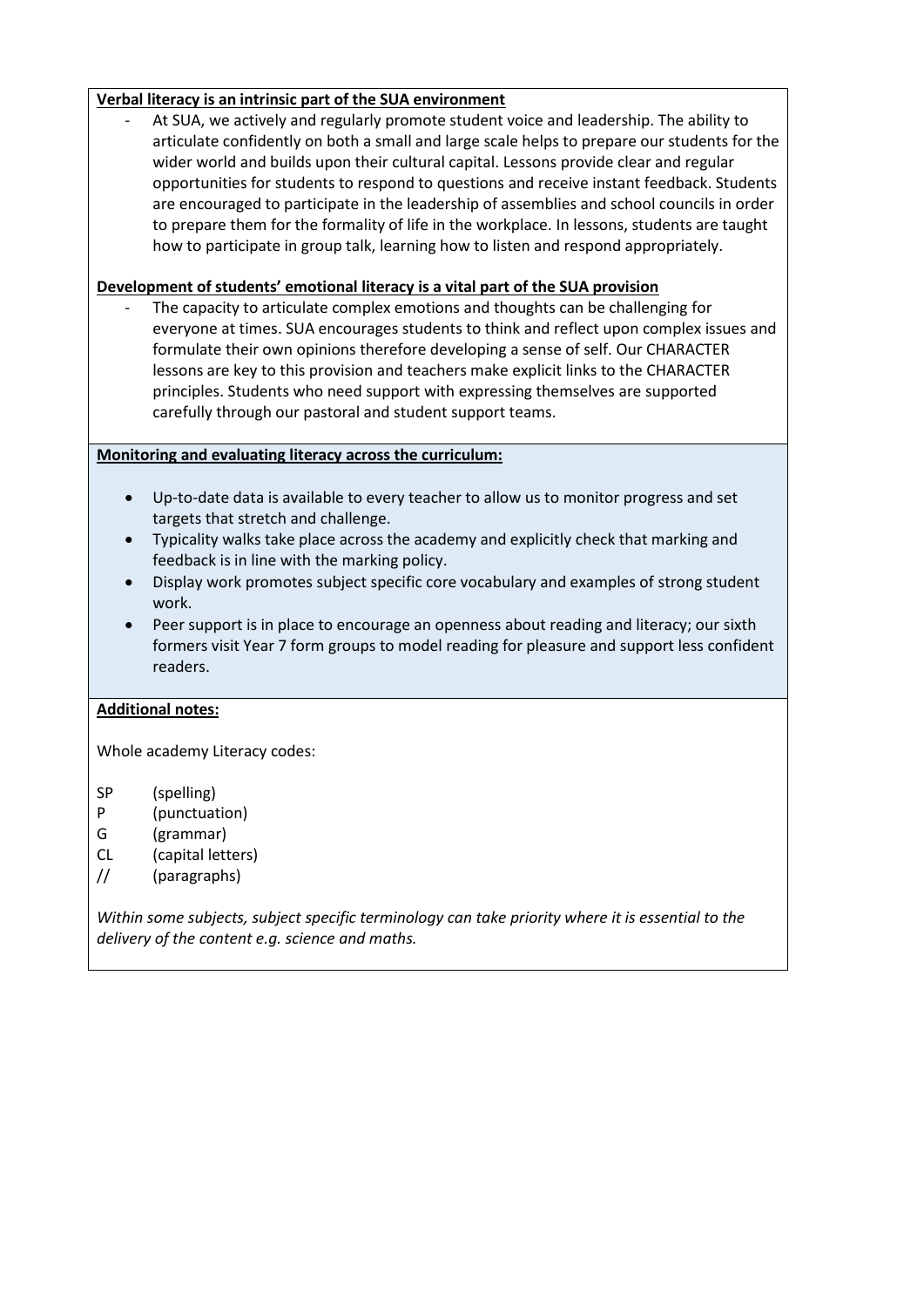**Verbal literacy is an intrinsic part of the SUA environment**

- At SUA, we actively and regularly promote student voice and leadership. The ability to articulate confidently on both a small and large scale helps to prepare our students for the wider world and builds upon their cultural capital. Lessons provide clear and regular opportunities for students to respond to questions and receive instant feedback. Students are encouraged to participate in the leadership of assemblies and school councils in order to prepare them for the formality of life in the workplace. In lessons, students are taught how to participate in group talk, learning how to listen and respond appropriately.

**Development of students' emotional literacy is a vital part of the SUA provision**

- The capacity to articulate complex emotions and thoughts can be challenging for everyone at times. SUA encourages students to think and reflect upon complex issues and formulate their own opinions therefore developing a sense of self. Our CHARACTER lessons are key to this provision and teachers make explicit links to the CHARACTER principles. Students who need support with expressing themselves are supported carefully through our pastoral and student support teams.

**Monitoring and evaluating literacy across the curriculum:**

- Up-to-date data is available to every teacher to allow us to monitor progress and set targets that stretch and challenge.
- Typicality walks take place across the academy and explicitly check that marking and feedback is in line with the marking policy.
- Display work promotes subject specific core vocabulary and examples of strong student work.
- Peer support is in place to encourage an openness about reading and literacy; our sixth formers visit Year 7 form groups to model reading for pleasure and support less confident readers.

**Additional notes:**

Whole academy Literacy codes:

SP (spelling)
P (punctuation)
G (grammar)
CL (capital letters)
// (paragraphs)

*Within some subjects, subject specific terminology can take priority where it is essential to the delivery of the content e.g. science and maths.*